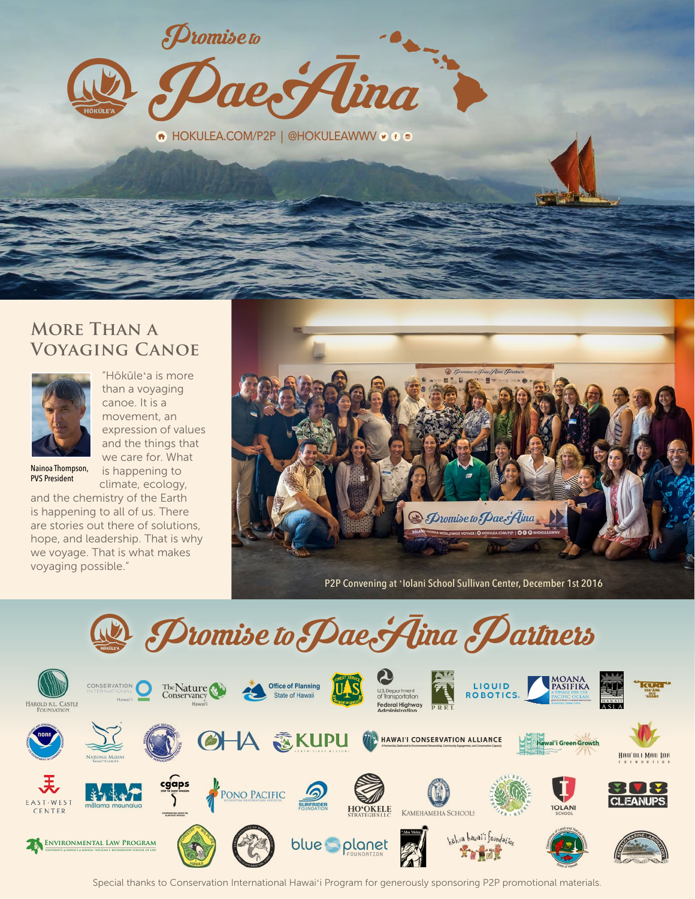# Promise to Pae'Āina

HOKULEA.COM/P2P | @HOKULEAWWV

## More Than a Voyaging Canoe

Nainoa Thompson, PVS President

"Hōkūle'a is more than a voyaging canoe. It is a movement, an expression of values and the things that we care for. What is happening to climate, ecology, and the chemistry of the Earth is happening to all of us. There are stories out there of solutions, hope, and leadership. That is why we voyage. That is what makes voyaging possible."

P2P Convening at 'Iolani School Sullivan Center, December 1st 2016

## Promise to Pae'Āina Partners

- Harold K.L. Castle Foundation
- Conservation International Hawai'i
- The Nature Conservancy Hawai'i
- Office of Planning State of Hawaii
- U.S. Forest Service
- U.S. Department of Transportation Federal Highway Administration
- PREL
- Liquid Robotics
- Moana Pasifika
- Hawaii ASLA
- Kua
- NOAA
- National Marine Sanctuaries
- Western Pacific Regional Fishery Management Council
- OHA
- Kupu
- Hawai'i Conservation Alliance
- Hawai'i Green Growth
- Hau'oli Mau Loa Foundation
- East-West Center
- Mālama Maunalua
- CGAPS
- Pono Pacific
- Surfrider Foundation
- Ho'okele Strategies LLC
- Kamehameha Schools
- National Tropical Botanical Garden
- 'Iolani School
- 808 Cleanups
- Environmental Law Program
- Division of Forestry and Wildlife Hawaii
- Blue Planet Foundation
- Aha Moku
- Kōkua Hawai'i Foundation
- Department of Land and Natural Resources State of Hawaii
- Kewalo Marine Laboratory

Special thanks to Conservation International Hawai'i Program for generously sponsoring P2P promotional materials.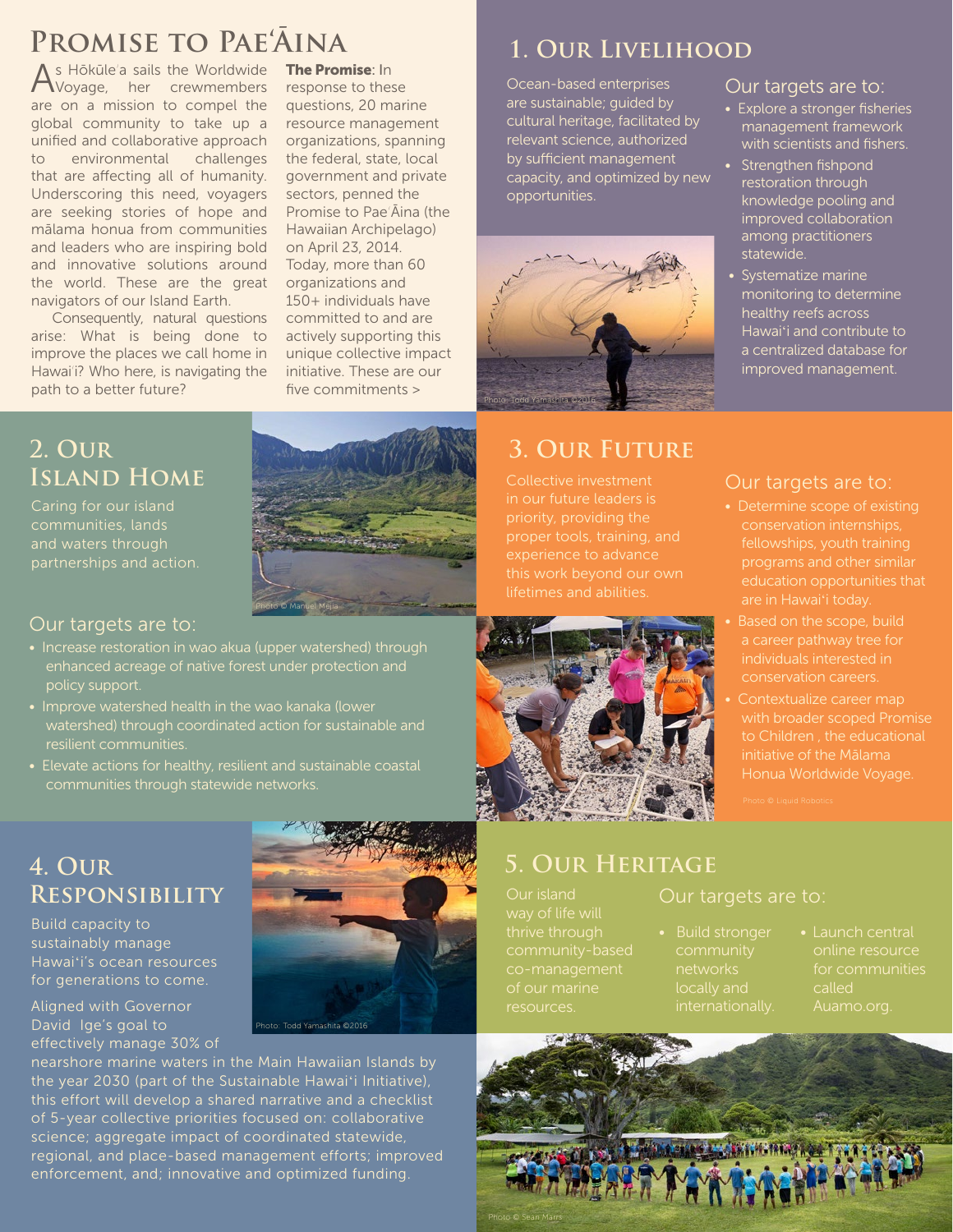# Promise to Pae'Āina

As Hōkūleʻa sails the Worldwide Voyage, her crewmembers are on a mission to compel the global community to take up a unified and collaborative approach to environmental challenges that are affecting all of humanity. Underscoring this need, voyagers are seeking stories of hope and mālama honua from communities and leaders who are inspiring bold and innovative solutions around the world. These are the great navigators of our Island Earth.

Consequently, natural questions arise: What is being done to improve the places we call home in Hawaiʻi? Who here, is navigating the path to a better future?

**The Promise**: In response to these questions, 20 marine resource management organizations, spanning the federal, state, local government and private sectors, penned the Promise to PaeʻĀina (the Hawaiian Archipelago) on April 23, 2014. Today, more than 60 organizations and 150+ individuals have committed to and are actively supporting this unique collective impact initiative. These are our five commitments >

## 1. Our Livelihood

Ocean-based enterprises are sustainable; guided by cultural heritage, facilitated by relevant science, authorized by sufficient management capacity, and optimized by new opportunities.

Photo: Todd Yamashita ©2016

### Our targets are to:

- Explore a stronger fisheries management framework with scientists and fishers.
- Strengthen fishpond restoration through knowledge pooling and improved collaboration among practitioners statewide.
- Systematize marine monitoring to determine healthy reefs across Hawaiʻi and contribute to a centralized database for improved management.

## 2. Our Island Home

Caring for our island communities, lands and waters through partnerships and action.

Photo © Manuel Mejia

### Our targets are to:

- Increase restoration in wao akua (upper watershed) through enhanced acreage of native forest under protection and policy support.
- Improve watershed health in the wao kanaka (lower watershed) through coordinated action for sustainable and resilient communities.
- Elevate actions for healthy, resilient and sustainable coastal communities through statewide networks.

## 3. Our Future

Collective investment in our future leaders is priority, providing the proper tools, training, and experience to advance this work beyond our own lifetimes and abilities.

### Our targets are to:

- Determine scope of existing conservation internships, fellowships, youth training programs and other similar education opportunities that are in Hawaiʻi today.
- Based on the scope, build a career pathway tree for individuals interested in conservation careers.
- Contextualize career map with broader scoped Promise to Children , the educational initiative of the Mālama Honua Worldwide Voyage.

Photo © Liquid Robotics

## 4. Our Responsibility

Build capacity to sustainably manage Hawaiʻi's ocean resources for generations to come.

Photo: Todd Yamashita ©2016

Aligned with Governor David Ige's goal to effectively manage 30% of nearshore marine waters in the Main Hawaiian Islands by the year 2030 (part of the Sustainable Hawaiʻi Initiative), this effort will develop a shared narrative and a checklist of 5-year collective priorities focused on: collaborative science; aggregate impact of coordinated statewide, regional, and place-based management efforts; improved enforcement, and; innovative and optimized funding.

## 5. Our Heritage

Our island way of life will thrive through community-based co-management of our marine resources.

### Our targets are to:

- Build stronger community networks locally and internationally.
- Launch central online resource for communities called Auamo.org.

Photo © Sean Marrs